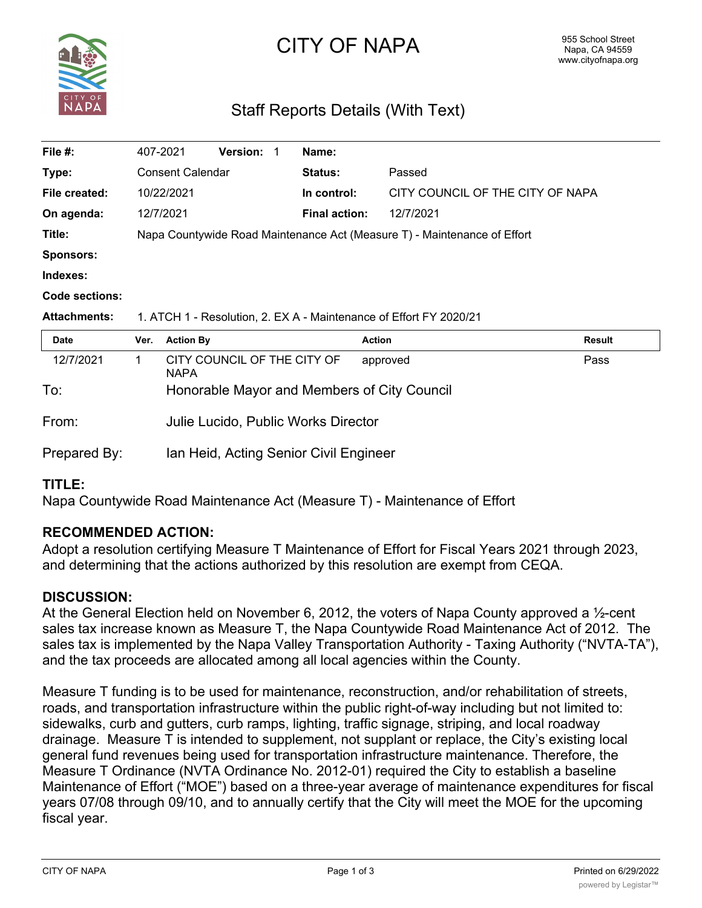# CITY OF NAPA

955 School Street
Napa, CA 94559
www.cityofnapa.org

## Staff Reports Details (With Text)

| | | | |
|---|---|---|---|
| **File #:** | 407-2021 **Version:** 1 | **Name:** | |
| **Type:** | Consent Calendar | **Status:** | Passed |
| **File created:** | 10/22/2021 | **In control:** | CITY COUNCIL OF THE CITY OF NAPA |
| **On agenda:** | 12/7/2021 | **Final action:** | 12/7/2021 |
| **Title:** | Napa Countywide Road Maintenance Act (Measure T) - Maintenance of Effort | | |
| **Sponsors:** | | | |
| **Indexes:** | | | |
| **Code sections:** | | | |
| **Attachments:** | 1. ATCH 1 - Resolution, 2. EX A - Maintenance of Effort FY 2020/21 | | |

| Date | Ver. | Action By | Action | Result |
|---|---|---|---|---|
| 12/7/2021 | 1 | CITY COUNCIL OF THE CITY OF NAPA | approved | Pass |

To: Honorable Mayor and Members of City Council

From: Julie Lucido, Public Works Director

Prepared By: Ian Heid, Acting Senior Civil Engineer

### TITLE:

Napa Countywide Road Maintenance Act (Measure T) - Maintenance of Effort

### RECOMMENDED ACTION:

Adopt a resolution certifying Measure T Maintenance of Effort for Fiscal Years 2021 through 2023, and determining that the actions authorized by this resolution are exempt from CEQA.

### DISCUSSION:

At the General Election held on November 6, 2012, the voters of Napa County approved a ½-cent sales tax increase known as Measure T, the Napa Countywide Road Maintenance Act of 2012. The sales tax is implemented by the Napa Valley Transportation Authority - Taxing Authority ("NVTA-TA"), and the tax proceeds are allocated among all local agencies within the County.

Measure T funding is to be used for maintenance, reconstruction, and/or rehabilitation of streets, roads, and transportation infrastructure within the public right-of-way including but not limited to: sidewalks, curb and gutters, curb ramps, lighting, traffic signage, striping, and local roadway drainage. Measure T is intended to supplement, not supplant or replace, the City's existing local general fund revenues being used for transportation infrastructure maintenance. Therefore, the Measure T Ordinance (NVTA Ordinance No. 2012-01) required the City to establish a baseline Maintenance of Effort ("MOE") based on a three-year average of maintenance expenditures for fiscal years 07/08 through 09/10, and to annually certify that the City will meet the MOE for the upcoming fiscal year.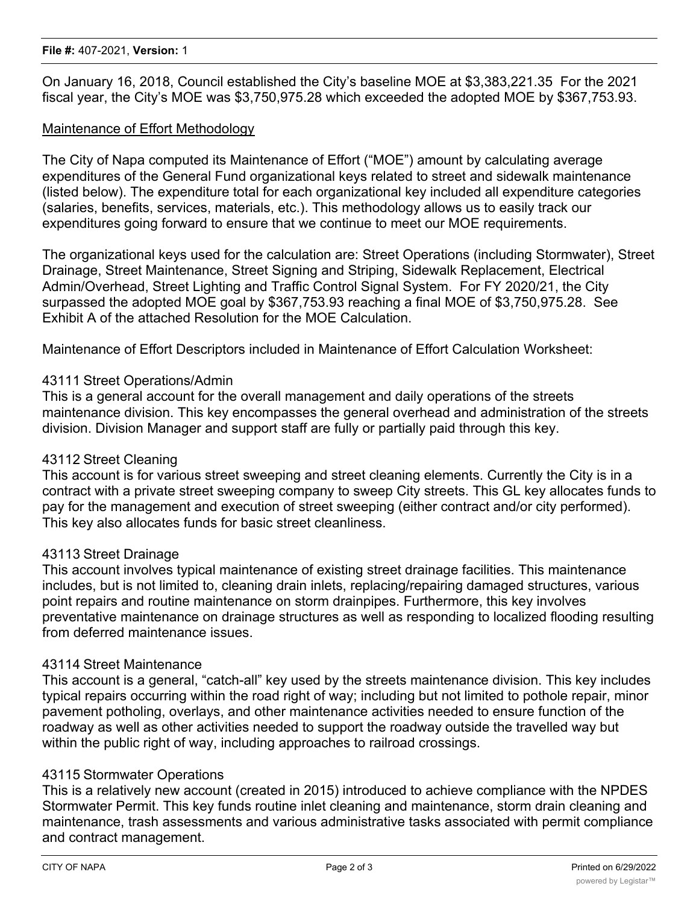On January 16, 2018, Council established the City's baseline MOE at $3,383,221.35 For the 2021 fiscal year, the City's MOE was $3,750,975.28 which exceeded the adopted MOE by $367,753.93.

Maintenance of Effort Methodology

The City of Napa computed its Maintenance of Effort ("MOE") amount by calculating average expenditures of the General Fund organizational keys related to street and sidewalk maintenance (listed below). The expenditure total for each organizational key included all expenditure categories (salaries, benefits, services, materials, etc.). This methodology allows us to easily track our expenditures going forward to ensure that we continue to meet our MOE requirements.

The organizational keys used for the calculation are: Street Operations (including Stormwater), Street Drainage, Street Maintenance, Street Signing and Striping, Sidewalk Replacement, Electrical Admin/Overhead, Street Lighting and Traffic Control Signal System. For FY 2020/21, the City surpassed the adopted MOE goal by $367,753.93 reaching a final MOE of $3,750,975.28. See Exhibit A of the attached Resolution for the MOE Calculation.

Maintenance of Effort Descriptors included in Maintenance of Effort Calculation Worksheet:

43111 Street Operations/Admin
This is a general account for the overall management and daily operations of the streets maintenance division. This key encompasses the general overhead and administration of the streets division. Division Manager and support staff are fully or partially paid through this key.

43112 Street Cleaning
This account is for various street sweeping and street cleaning elements. Currently the City is in a contract with a private street sweeping company to sweep City streets. This GL key allocates funds to pay for the management and execution of street sweeping (either contract and/or city performed). This key also allocates funds for basic street cleanliness.

43113 Street Drainage
This account involves typical maintenance of existing street drainage facilities. This maintenance includes, but is not limited to, cleaning drain inlets, replacing/repairing damaged structures, various point repairs and routine maintenance on storm drainpipes. Furthermore, this key involves preventative maintenance on drainage structures as well as responding to localized flooding resulting from deferred maintenance issues.

43114 Street Maintenance
This account is a general, "catch-all" key used by the streets maintenance division. This key includes typical repairs occurring within the road right of way; including but not limited to pothole repair, minor pavement potholing, overlays, and other maintenance activities needed to ensure function of the roadway as well as other activities needed to support the roadway outside the travelled way but within the public right of way, including approaches to railroad crossings.

43115 Stormwater Operations
This is a relatively new account (created in 2015) introduced to achieve compliance with the NPDES Stormwater Permit. This key funds routine inlet cleaning and maintenance, storm drain cleaning and maintenance, trash assessments and various administrative tasks associated with permit compliance and contract management.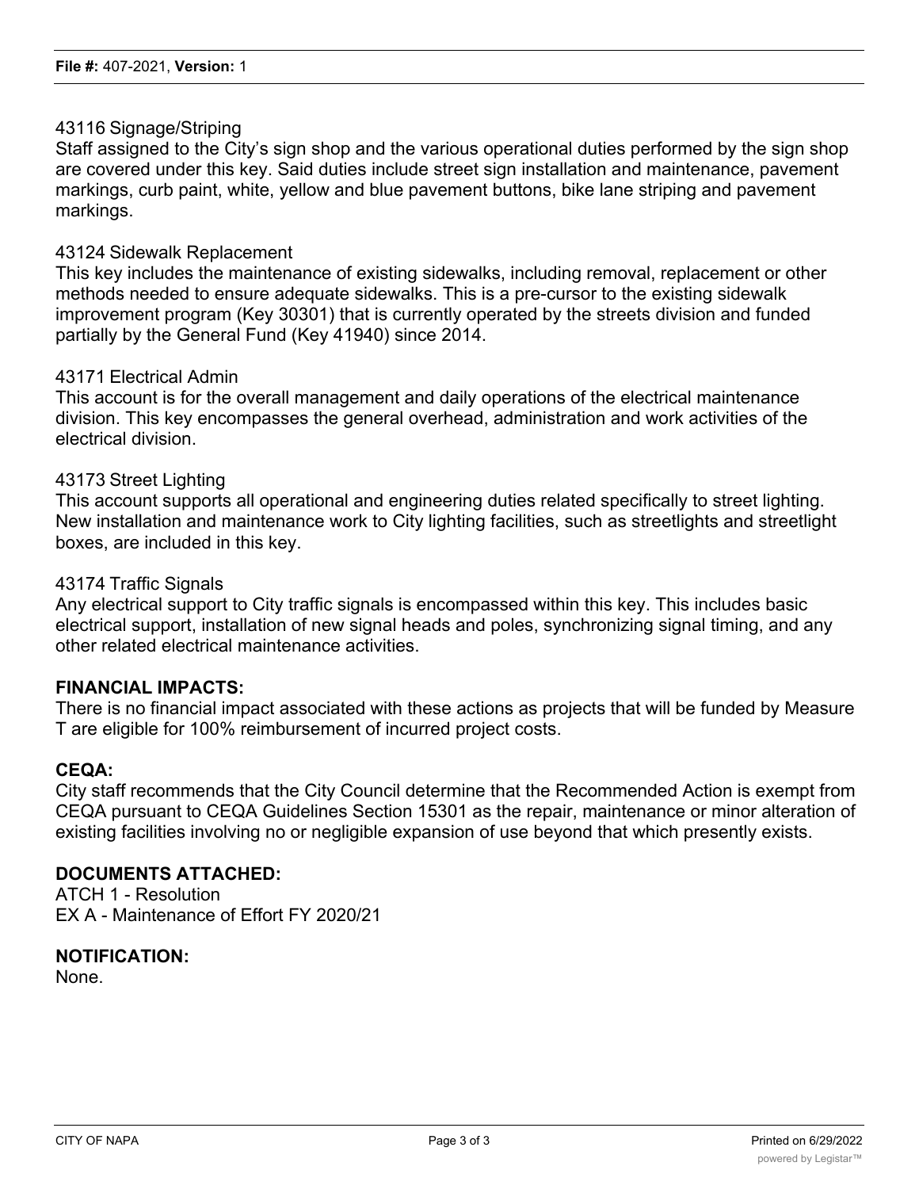43116 Signage/Striping
Staff assigned to the City's sign shop and the various operational duties performed by the sign shop are covered under this key. Said duties include street sign installation and maintenance, pavement markings, curb paint, white, yellow and blue pavement buttons, bike lane striping and pavement markings.

43124 Sidewalk Replacement
This key includes the maintenance of existing sidewalks, including removal, replacement or other methods needed to ensure adequate sidewalks. This is a pre-cursor to the existing sidewalk improvement program (Key 30301) that is currently operated by the streets division and funded partially by the General Fund (Key 41940) since 2014.

43171 Electrical Admin
This account is for the overall management and daily operations of the electrical maintenance division. This key encompasses the general overhead, administration and work activities of the electrical division.

43173 Street Lighting
This account supports all operational and engineering duties related specifically to street lighting. New installation and maintenance work to City lighting facilities, such as streetlights and streetlight boxes, are included in this key.

43174 Traffic Signals
Any electrical support to City traffic signals is encompassed within this key. This includes basic electrical support, installation of new signal heads and poles, synchronizing signal timing, and any other related electrical maintenance activities.

**FINANCIAL IMPACTS:**
There is no financial impact associated with these actions as projects that will be funded by Measure T are eligible for 100% reimbursement of incurred project costs.

**CEQA:**
City staff recommends that the City Council determine that the Recommended Action is exempt from CEQA pursuant to CEQA Guidelines Section 15301 as the repair, maintenance or minor alteration of existing facilities involving no or negligible expansion of use beyond that which presently exists.

**DOCUMENTS ATTACHED:**
ATCH 1 - Resolution
EX A - Maintenance of Effort FY 2020/21

**NOTIFICATION:**
None.